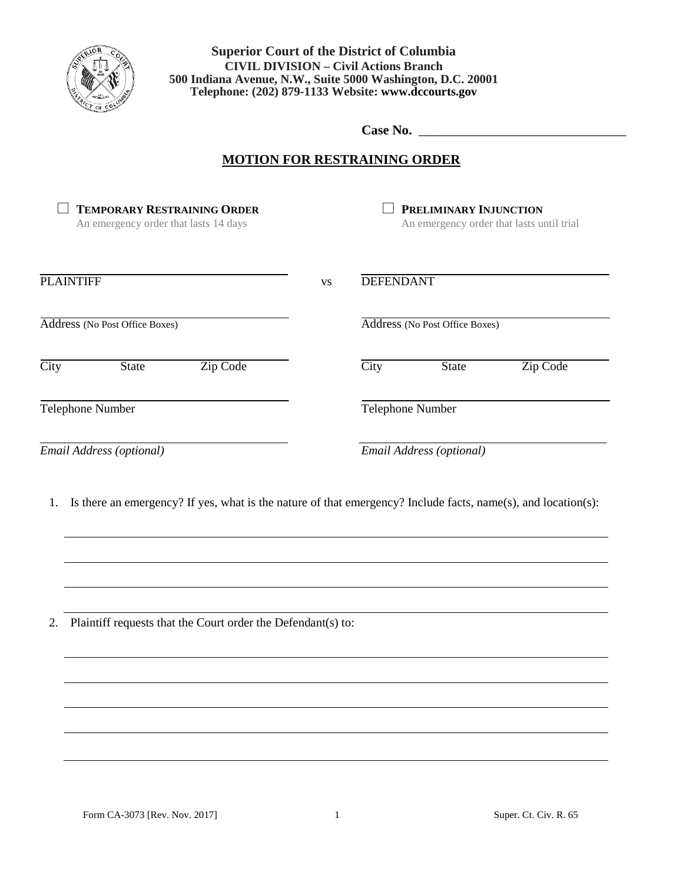**Superior Court of the District of Columbia**
**CIVIL DIVISION – Civil Actions Branch**
**500 Indiana Avenue, N.W., Suite 5000 Washington, D.C. 20001**
**Telephone: (202) 879-1133 Website: www.dccourts.gov**

**Case No.** ________________________________

# MOTION FOR RESTRAINING ORDER

☐ **TEMPORARY RESTRAINING ORDER**
An emergency order that lasts 14 days

☐ **PRELIMINARY INJUNCTION**
An emergency order that lasts until trial

| | | |
|---|---|---|
| ______________________________ | | ______________________________ |
| PLAINTIFF | vs | DEFENDANT |
| ______________________________ | | ______________________________ |
| Address (No Post Office Boxes) | | Address (No Post Office Boxes) |
| ______________________________ | | ______________________________ |
| City State Zip Code | | City State Zip Code |
| ______________________________ | | ______________________________ |
| Telephone Number | | Telephone Number |
| ______________________________ | | ______________________________ |
| *Email Address (optional)* | | *Email Address (optional)* |

1. Is there an emergency? If yes, what is the nature of that emergency? Include facts, name(s), and location(s):

______________________________________________________________________________

______________________________________________________________________________

______________________________________________________________________________

______________________________________________________________________________

2. Plaintiff requests that the Court order the Defendant(s) to:

______________________________________________________________________________

______________________________________________________________________________

______________________________________________________________________________

______________________________________________________________________________

______________________________________________________________________________

Form CA-3073 [Rev. Nov. 2017] Super. Ct. Civ. R. 65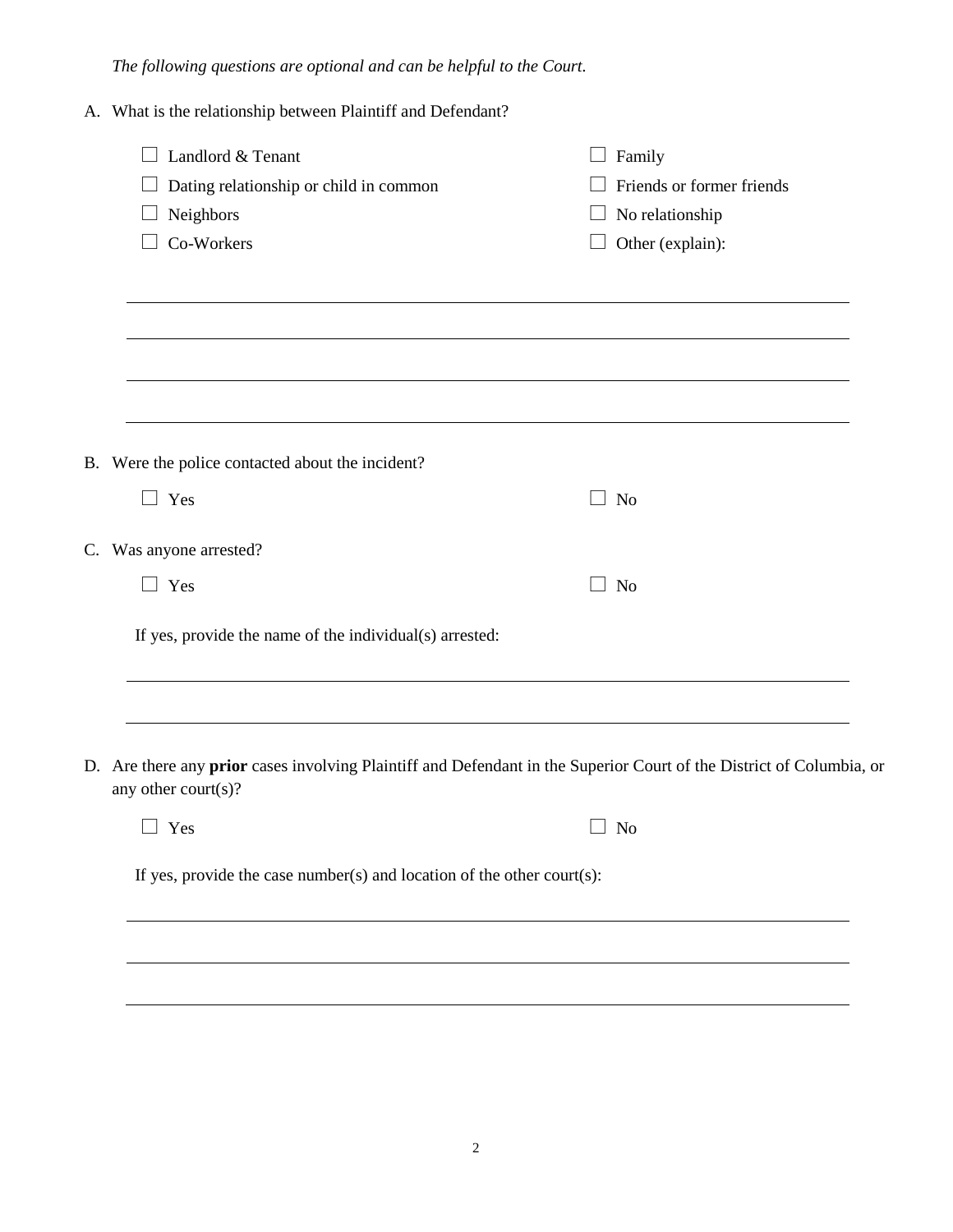*The following questions are optional and can be helpful to the Court.*

A. What is the relationship between Plaintiff and Defendant?

☐ Landlord & Tenant
☐ Dating relationship or child in common
☐ Neighbors
☐ Co-Workers
☐ Family
☐ Friends or former friends
☐ No relationship
☐ Other (explain):

\_\_\_\_\_\_\_\_\_\_\_\_\_\_\_\_\_\_\_\_\_\_\_\_\_\_\_\_\_\_\_\_\_\_\_\_\_\_\_\_\_\_\_\_\_\_\_\_\_\_\_\_\_\_\_\_\_\_\_\_\_\_\_\_\_\_\_\_\_\_

\_\_\_\_\_\_\_\_\_\_\_\_\_\_\_\_\_\_\_\_\_\_\_\_\_\_\_\_\_\_\_\_\_\_\_\_\_\_\_\_\_\_\_\_\_\_\_\_\_\_\_\_\_\_\_\_\_\_\_\_\_\_\_\_\_\_\_\_\_\_

\_\_\_\_\_\_\_\_\_\_\_\_\_\_\_\_\_\_\_\_\_\_\_\_\_\_\_\_\_\_\_\_\_\_\_\_\_\_\_\_\_\_\_\_\_\_\_\_\_\_\_\_\_\_\_\_\_\_\_\_\_\_\_\_\_\_\_\_\_\_

\_\_\_\_\_\_\_\_\_\_\_\_\_\_\_\_\_\_\_\_\_\_\_\_\_\_\_\_\_\_\_\_\_\_\_\_\_\_\_\_\_\_\_\_\_\_\_\_\_\_\_\_\_\_\_\_\_\_\_\_\_\_\_\_\_\_\_\_\_\_

B. Were the police contacted about the incident?

☐ Yes ☐ No

C. Was anyone arrested?

☐ Yes ☐ No

If yes, provide the name of the individual(s) arrested:

\_\_\_\_\_\_\_\_\_\_\_\_\_\_\_\_\_\_\_\_\_\_\_\_\_\_\_\_\_\_\_\_\_\_\_\_\_\_\_\_\_\_\_\_\_\_\_\_\_\_\_\_\_\_\_\_\_\_\_\_\_\_\_\_\_\_\_\_\_\_

\_\_\_\_\_\_\_\_\_\_\_\_\_\_\_\_\_\_\_\_\_\_\_\_\_\_\_\_\_\_\_\_\_\_\_\_\_\_\_\_\_\_\_\_\_\_\_\_\_\_\_\_\_\_\_\_\_\_\_\_\_\_\_\_\_\_\_\_\_\_

D. Are there any **prior** cases involving Plaintiff and Defendant in the Superior Court of the District of Columbia, or any other court(s)?

☐ Yes ☐ No

If yes, provide the case number(s) and location of the other court(s):

\_\_\_\_\_\_\_\_\_\_\_\_\_\_\_\_\_\_\_\_\_\_\_\_\_\_\_\_\_\_\_\_\_\_\_\_\_\_\_\_\_\_\_\_\_\_\_\_\_\_\_\_\_\_\_\_\_\_\_\_\_\_\_\_\_\_\_\_\_\_

\_\_\_\_\_\_\_\_\_\_\_\_\_\_\_\_\_\_\_\_\_\_\_\_\_\_\_\_\_\_\_\_\_\_\_\_\_\_\_\_\_\_\_\_\_\_\_\_\_\_\_\_\_\_\_\_\_\_\_\_\_\_\_\_\_\_\_\_\_\_

\_\_\_\_\_\_\_\_\_\_\_\_\_\_\_\_\_\_\_\_\_\_\_\_\_\_\_\_\_\_\_\_\_\_\_\_\_\_\_\_\_\_\_\_\_\_\_\_\_\_\_\_\_\_\_\_\_\_\_\_\_\_\_\_\_\_\_\_\_\_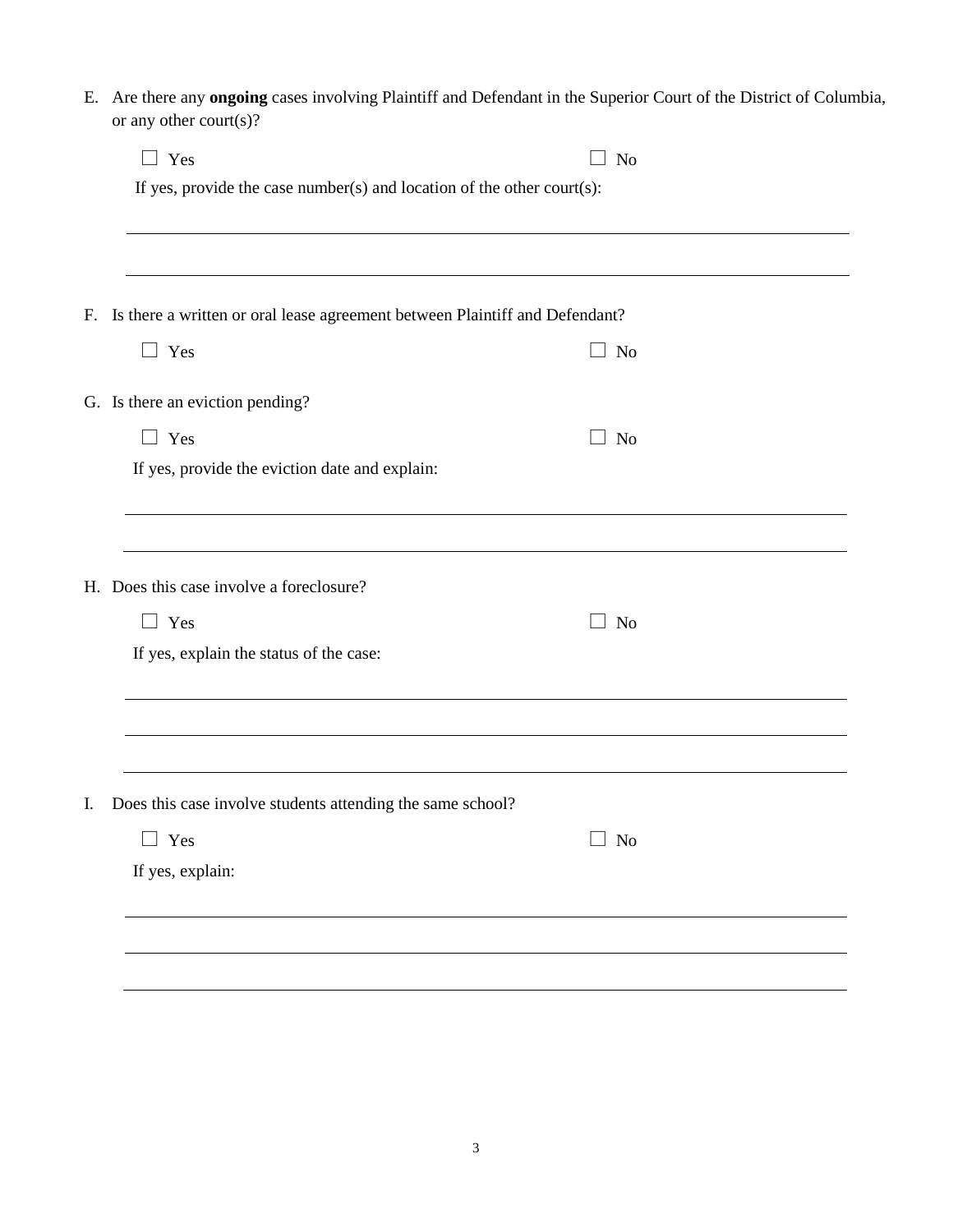E. Are there any **ongoing** cases involving Plaintiff and Defendant in the Superior Court of the District of Columbia, or any other court(s)?

☐ Yes ☐ No

If yes, provide the case number(s) and location of the other court(s):

______________________________________________________________________________

______________________________________________________________________________

F. Is there a written or oral lease agreement between Plaintiff and Defendant?

☐ Yes ☐ No

G. Is there an eviction pending?

☐ Yes ☐ No

If yes, provide the eviction date and explain:

______________________________________________________________________________

______________________________________________________________________________

H. Does this case involve a foreclosure?

☐ Yes ☐ No

If yes, explain the status of the case:

______________________________________________________________________________

______________________________________________________________________________

______________________________________________________________________________

I. Does this case involve students attending the same school?

☐ Yes ☐ No

If yes, explain:

______________________________________________________________________________

______________________________________________________________________________

______________________________________________________________________________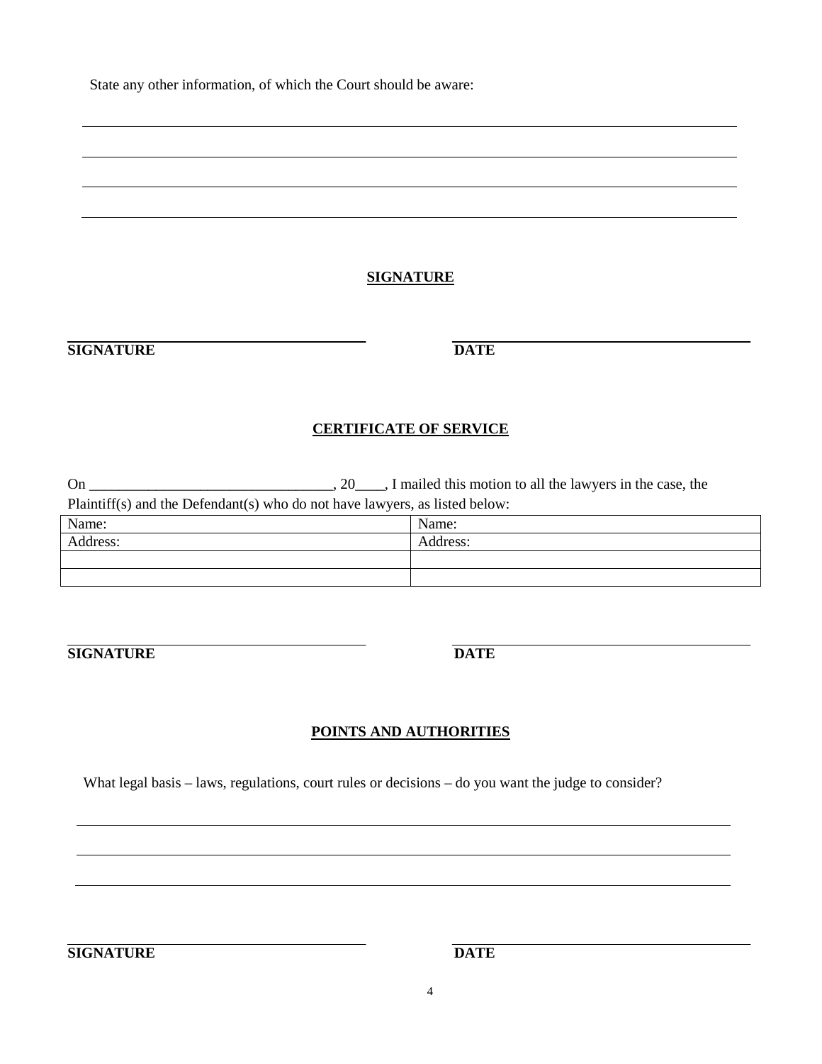State any other information, of which the Court should be aware:

_______________________________________________________________________________

_______________________________________________________________________________

_______________________________________________________________________________

_______________________________________________________________________________

## SIGNATURE

| **SIGNATURE** | **DATE** |
|---|---|

## CERTIFICATE OF SERVICE

On __________________________________, 20____, I mailed this motion to all the lawyers in the case, the Plaintiff(s) and the Defendant(s) who do not have lawyers, as listed below:

| | |
|---|---|
| Name: | Name: |
| Address: | Address: |
| | |
| | |

| **SIGNATURE** | **DATE** |
|---|---|

## POINTS AND AUTHORITIES

What legal basis – laws, regulations, court rules or decisions – do you want the judge to consider?

_______________________________________________________________________________

_______________________________________________________________________________

_______________________________________________________________________________

| **SIGNATURE** | **DATE** |
|---|---|